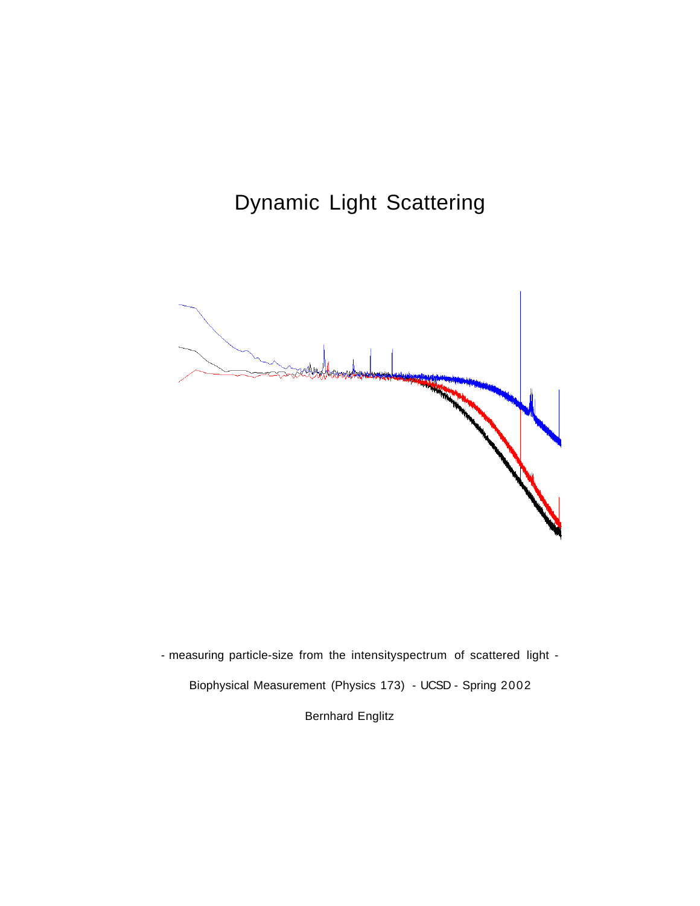# Dynamic Light Scattering

- measuring particle-size from the intensityspectrum of scattered light -

Biophysical Measurement (Physics 173) - UCSD - Spring 2002

Bernhard Englitz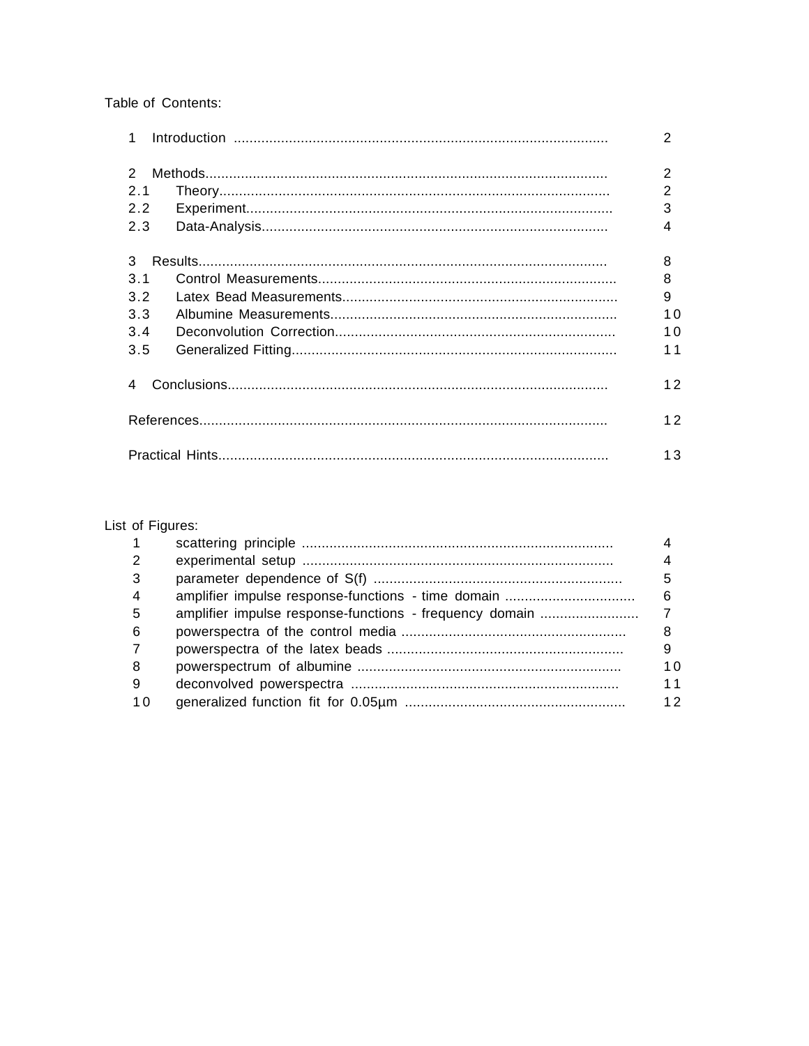Table of Contents:

| | | |
|---|---|---|
| 1 | Introduction | 2 |
| 2 | Methods | 2 |
| 2.1 | Theory | 2 |
| 2.2 | Experiment | 3 |
| 2.3 | Data-Analysis | 4 |
| 3 | Results | 8 |
| 3.1 | Control Measurements | 8 |
| 3.2 | Latex Bead Measurements | 9 |
| 3.3 | Albumine Measurements | 10 |
| 3.4 | Deconvolution Correction | 10 |
| 3.5 | Generalized Fitting | 11 |
| 4 | Conclusions | 12 |
| | References | 12 |
| | Practical Hints | 13 |

List of Figures:

| | | |
|---|---|---|
| 1 | scattering principle | 4 |
| 2 | experimental setup | 4 |
| 3 | parameter dependence of S(f) | 5 |
| 4 | amplifier impulse response-functions - time domain | 6 |
| 5 | amplifier impulse response-functions - frequency domain | 7 |
| 6 | powerspectra of the control media | 8 |
| 7 | powerspectra of the latex beads | 9 |
| 8 | powerspectrum of albumine | 10 |
| 9 | deconvolved powerspectra | 11 |
| 10 | generalized function fit for 0.05µm | 12 |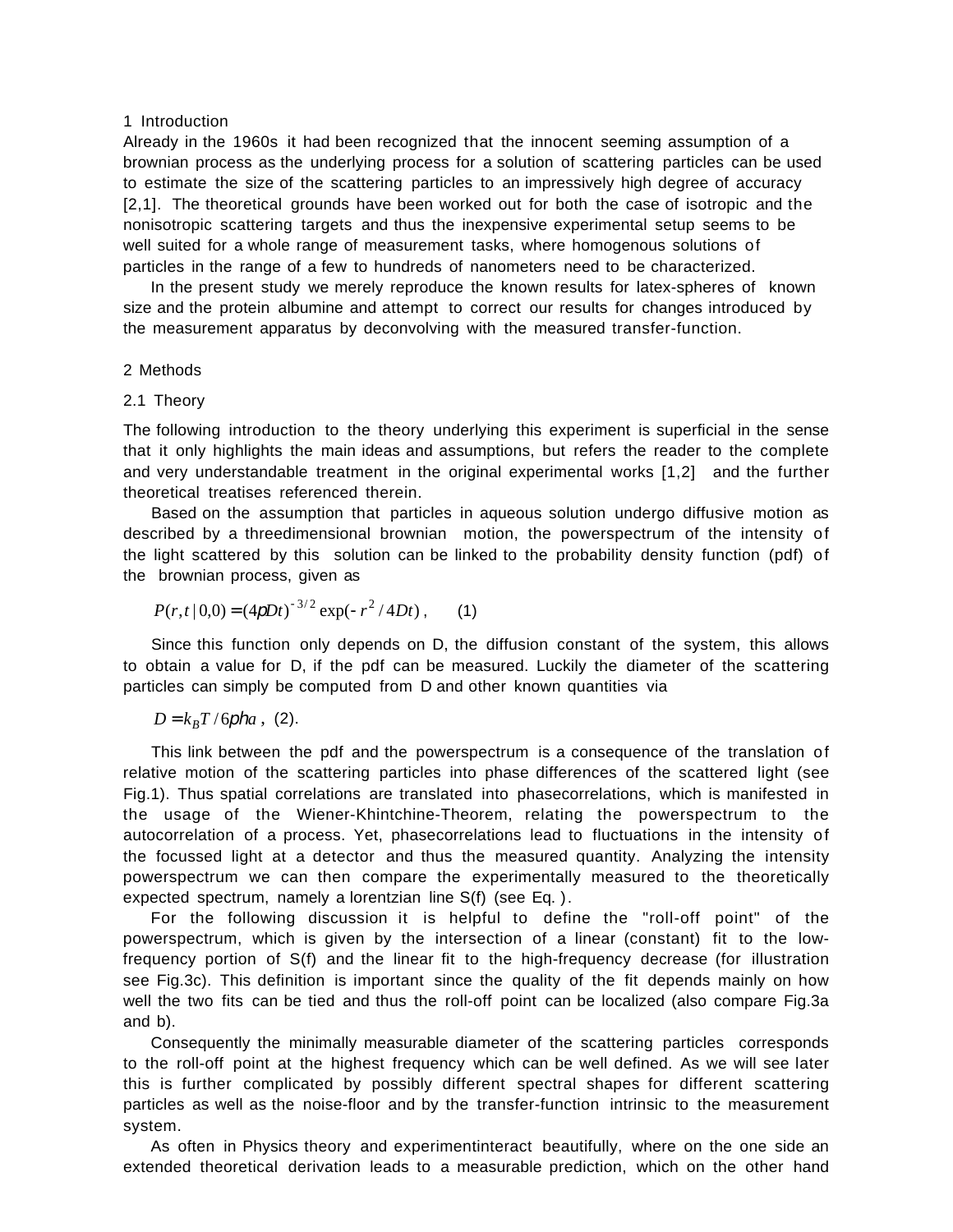## 1 Introduction

Already in the 1960s it had been recognized that the innocent seeming assumption of a brownian process as the underlying process for a solution of scattering particles can be used to estimate the size of the scattering particles to an impressively high degree of accuracy [2,1]. The theoretical grounds have been worked out for both the case of isotropic and the nonisotropic scattering targets and thus the inexpensive experimental setup seems to be well suited for a whole range of measurement tasks, where homogenous solutions of particles in the range of a few to hundreds of nanometers need to be characterized.

In the present study we merely reproduce the known results for latex-spheres of known size and the protein albumine and attempt to correct our results for changes introduced by the measurement apparatus by deconvolving with the measured transfer-function.

## 2 Methods

### 2.1 Theory

The following introduction to the theory underlying this experiment is superficial in the sense that it only highlights the main ideas and assumptions, but refers the reader to the complete and very understandable treatment in the original experimental works [1,2] and the further theoretical treatises referenced therein.

Based on the assumption that particles in aqueous solution undergo diffusive motion as described by a threedimensional brownian motion, the powerspectrum of the intensity of the light scattered by this solution can be linked to the probability density function (pdf) of the brownian process, given as

$$P(r,t\,|\,0,0) = (4\pi Dt)^{-3/2}\exp(-r^2/4Dt)\,, \qquad (1)$$

Since this function only depends on D, the diffusion constant of the system, this allows to obtain a value for D, if the pdf can be measured. Luckily the diameter of the scattering particles can simply be computed from D and other known quantities via

$$D = k_B T / 6\pi\eta a\,, \quad (2).$$

This link between the pdf and the powerspectrum is a consequence of the translation of relative motion of the scattering particles into phase differences of the scattered light (see Fig.1). Thus spatial correlations are translated into phasecorrelations, which is manifested in the usage of the Wiener-Khintchine-Theorem, relating the powerspectrum to the autocorrelation of a process. Yet, phasecorrelations lead to fluctuations in the intensity of the focussed light at a detector and thus the measured quantity. Analyzing the intensity powerspectrum we can then compare the experimentally measured to the theoretically expected spectrum, namely a lorentzian line S(f) (see Eq. ).

For the following discussion it is helpful to define the "roll-off point" of the powerspectrum, which is given by the intersection of a linear (constant) fit to the low-frequency portion of S(f) and the linear fit to the high-frequency decrease (for illustration see Fig.3c). This definition is important since the quality of the fit depends mainly on how well the two fits can be tied and thus the roll-off point can be localized (also compare Fig.3a and b).

Consequently the minimally measurable diameter of the scattering particles corresponds to the roll-off point at the highest frequency which can be well defined. As we will see later this is further complicated by possibly different spectral shapes for different scattering particles as well as the noise-floor and by the transfer-function intrinsic to the measurement system.

As often in Physics theory and experimentinteract beautifully, where on the one side an extended theoretical derivation leads to a measurable prediction, which on the other hand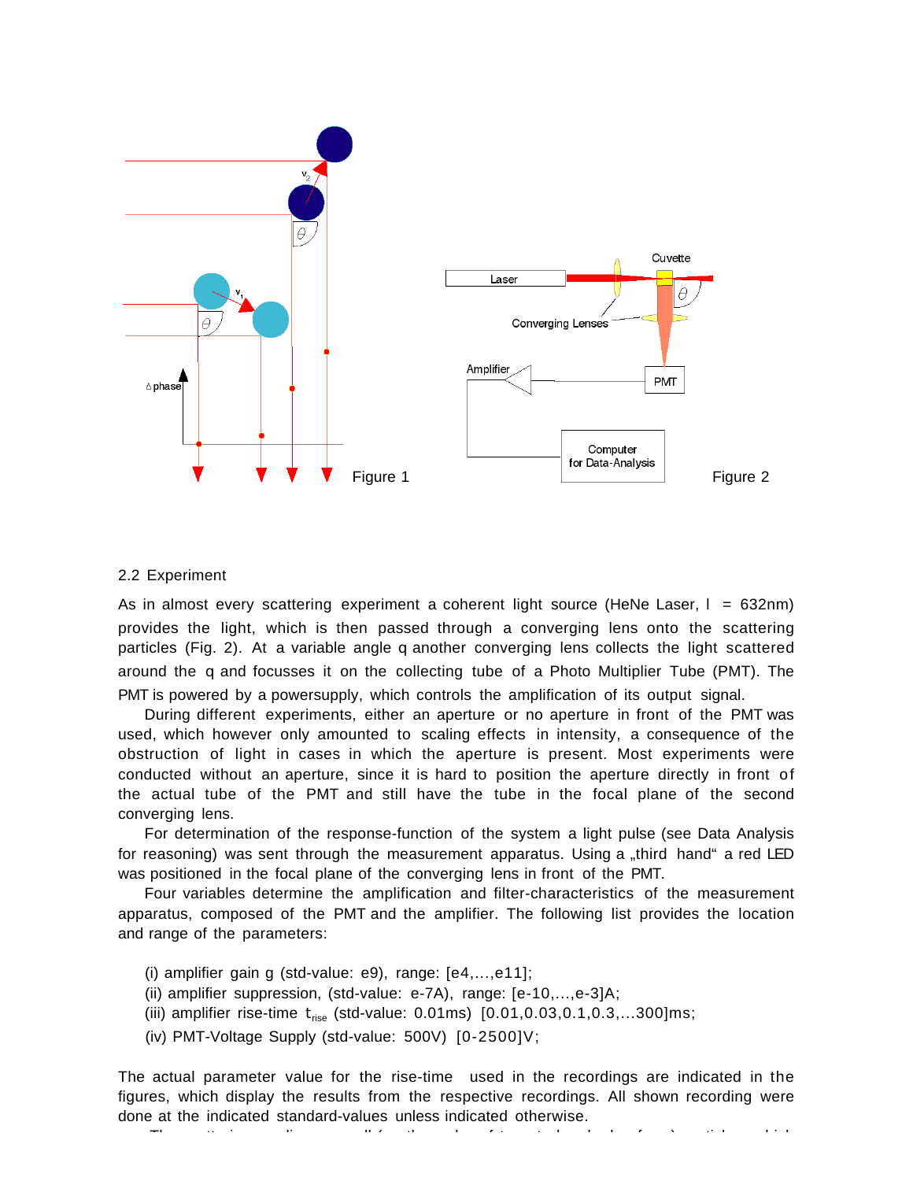Figure 1

Figure 2

2.2 Experiment

As in almost every scattering experiment a coherent light source (HeNe Laser, l = 632nm) provides the light, which is then passed through a converging lens onto the scattering particles (Fig. 2). At a variable angle q another converging lens collects the light scattered around the q and focusses it on the collecting tube of a Photo Multiplier Tube (PMT). The PMT is powered by a powersupply, which controls the amplification of its output signal.

During different experiments, either an aperture or no aperture in front of the PMT was used, which however only amounted to scaling effects in intensity, a consequence of the obstruction of light in cases in which the aperture is present. Most experiments were conducted without an aperture, since it is hard to position the aperture directly in front of the actual tube of the PMT and still have the tube in the focal plane of the second converging lens.

For determination of the response-function of the system a light pulse (see Data Analysis for reasoning) was sent through the measurement apparatus. Using a „third hand" a red LED was positioned in the focal plane of the converging lens in front of the PMT.

Four variables determine the amplification and filter-characteristics of the measurement apparatus, composed of the PMT and the amplifier. The following list provides the location and range of the parameters:

(i) amplifier gain g (std-value: e9), range: [e4,…,e11];
(ii) amplifier suppression, (std-value: e-7A), range: [e-10,…,e-3]A;
(iii) amplifier rise-time $t_{rise}$ (std-value: 0.01ms) [0.01,0.03,0.1,0.3,…300]ms;
(iv) PMT-Voltage Supply (std-value: 500V) [0-2500]V;

The actual parameter value for the rise-time used in the recordings are indicated in the figures, which display the results from the respective recordings. All shown recording were done at the indicated standard-values unless indicated otherwise.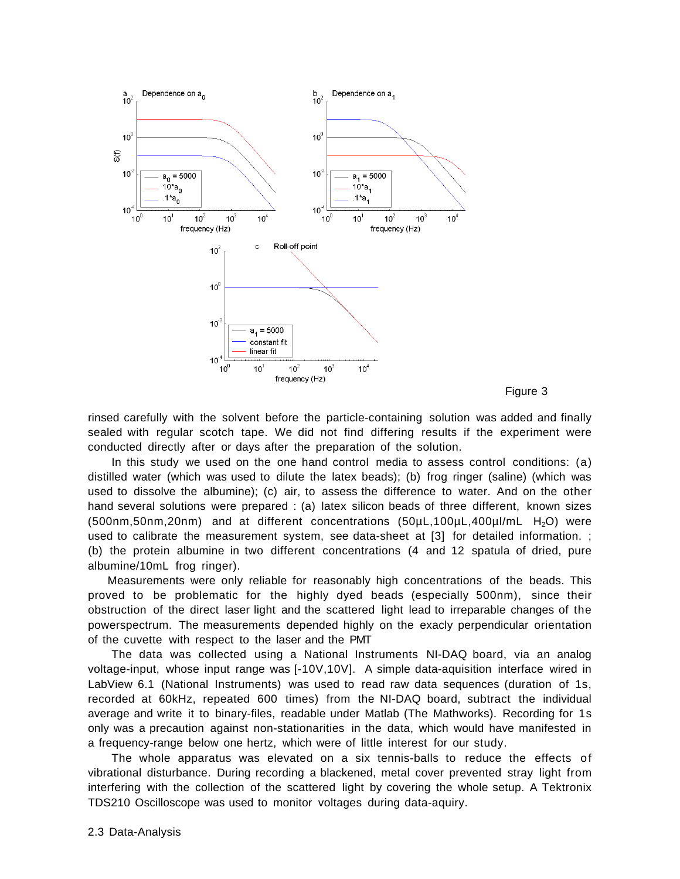Figure 3

rinsed carefully with the solvent before the particle-containing solution was added and finally sealed with regular scotch tape. We did not find differing results if the experiment were conducted directly after or days after the preparation of the solution.

In this study we used on the one hand control media to assess control conditions: (a) distilled water (which was used to dilute the latex beads); (b) frog ringer (saline) (which was used to dissolve the albumine); (c) air, to assess the difference to water. And on the other hand several solutions were prepared : (a) latex silicon beads of three different, known sizes (500nm,50nm,20nm) and at different concentrations (50µL,100µL,400µl/mL $H_2O$) were used to calibrate the measurement system, see data-sheet at [3] for detailed information. ; (b) the protein albumine in two different concentrations (4 and 12 spatula of dried, pure albumine/10mL frog ringer).

Measurements were only reliable for reasonably high concentrations of the beads. This proved to be problematic for the highly dyed beads (especially 500nm), since their obstruction of the direct laser light and the scattered light lead to irreparable changes of the powerspectrum. The measurements depended highly on the exacly perpendicular orientation of the cuvette with respect to the laser and the PMT

The data was collected using a National Instruments NI-DAQ board, via an analog voltage-input, whose input range was [-10V,10V]. A simple data-aquisition interface wired in LabView 6.1 (National Instruments) was used to read raw data sequences (duration of 1s, recorded at 60kHz, repeated 600 times) from the NI-DAQ board, subtract the individual average and write it to binary-files, readable under Matlab (The Mathworks). Recording for 1s only was a precaution against non-stationarities in the data, which would have manifested in a frequency-range below one hertz, which were of little interest for our study.

The whole apparatus was elevated on a six tennis-balls to reduce the effects of vibrational disturbance. During recording a blackened, metal cover prevented stray light from interfering with the collection of the scattered light by covering the whole setup. A Tektronix TDS210 Oscilloscope was used to monitor voltages during data-aquiry.

## 2.3 Data-Analysis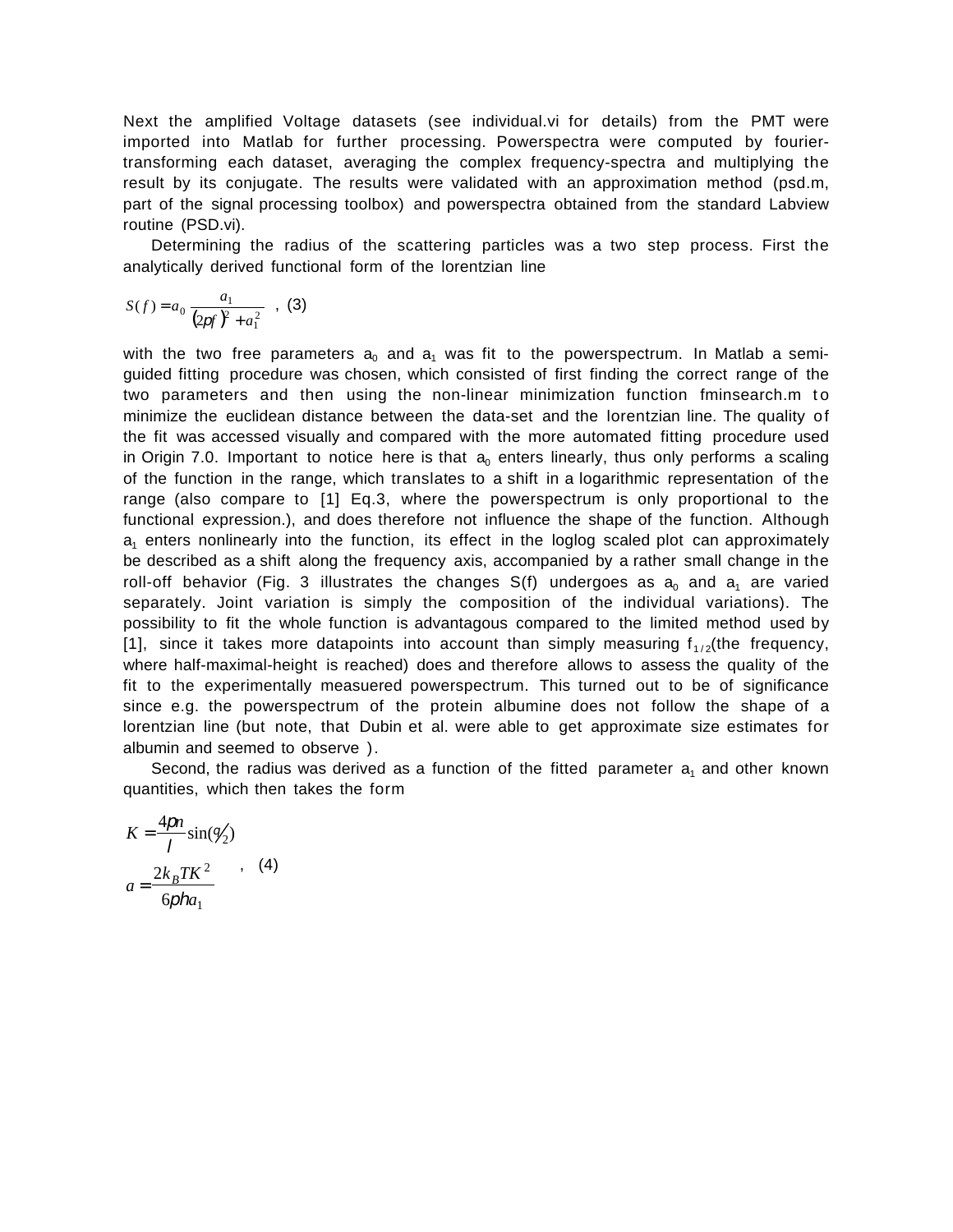Next the amplified Voltage datasets (see individual.vi for details) from the PMT were imported into Matlab for further processing. Powerspectra were computed by fourier-transforming each dataset, averaging the complex frequency-spectra and multiplying the result by its conjugate. The results were validated with an approximation method (psd.m, part of the signal processing toolbox) and powerspectra obtained from the standard Labview routine (PSD.vi).

Determining the radius of the scattering particles was a two step process. First the analytically derived functional form of the lorentzian line

$$S(f) = a_0 \frac{a_1}{(2\pi f)^2 + a_1^2} \quad , \ (3)$$

with the two free parameters $a_0$ and $a_1$ was fit to the powerspectrum. In Matlab a semi-guided fitting procedure was chosen, which consisted of first finding the correct range of the two parameters and then using the non-linear minimization function fminsearch.m to minimize the euclidean distance between the data-set and the lorentzian line. The quality of the fit was accessed visually and compared with the more automated fitting procedure used in Origin 7.0. Important to notice here is that $a_0$ enters linearly, thus only performs a scaling of the function in the range, which translates to a shift in a logarithmic representation of the range (also compare to [1] Eq.3, where the powerspectrum is only proportional to the functional expression.), and does therefore not influence the shape of the function. Although $a_1$ enters nonlinearly into the function, its effect in the loglog scaled plot can approximately be described as a shift along the frequency axis, accompanied by a rather small change in the roll-off behavior (Fig. 3 illustrates the changes S(f) undergoes as $a_0$ and $a_1$ are varied separately. Joint variation is simply the composition of the individual variations). The possibility to fit the whole function is advantagous compared to the limited method used by [1], since it takes more datapoints into account than simply measuring $f_{1/2}$(the frequency, where half-maximal-height is reached) does and therefore allows to assess the quality of the fit to the experimentally measuered powerspectrum. This turned out to be of significance since e.g. the powerspectrum of the protein albumine does not follow the shape of a lorentzian line (but note, that Dubin et al. were able to get approximate size estimates for albumin and seemed to observe ).

Second, the radius was derived as a function of the fitted parameter $a_1$ and other known quantities, which then takes the form

$$K = \frac{4\pi n}{\lambda} \sin(\theta/2)$$
$$a = \frac{2 k_B T K^2}{6\pi \eta a_1} \quad , \ (4)$$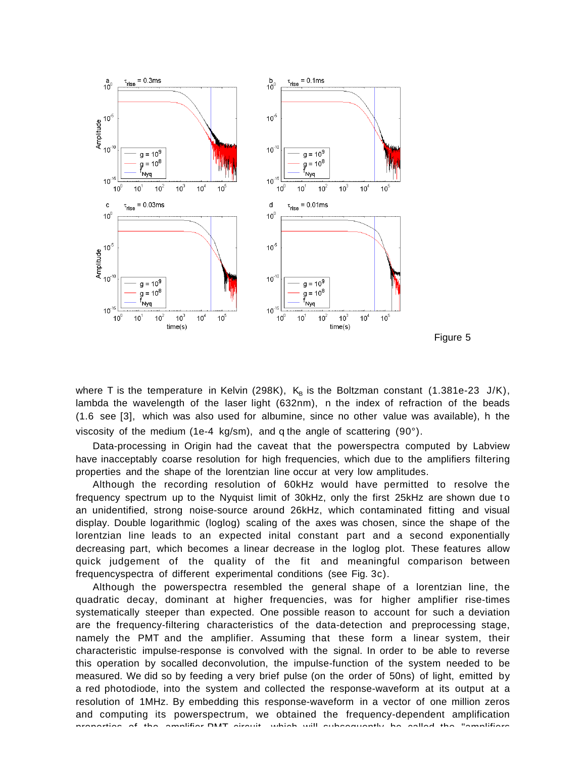Figure 5

where T is the temperature in Kelvin (298K), $K_B$ is the Boltzman constant (1.381e-23 J/K), lambda the wavelength of the laser light (632nm), n the index of refraction of the beads (1.6 see [3], which was also used for albumine, since no other value was available), h the viscosity of the medium (1e-4 kg/sm), and q the angle of scattering (90°).

Data-processing in Origin had the caveat that the powerspectra computed by Labview have inacceptably coarse resolution for high frequencies, which due to the amplifiers filtering properties and the shape of the lorentzian line occur at very low amplitudes.

Although the recording resolution of 60kHz would have permitted to resolve the frequency spectrum up to the Nyquist limit of 30kHz, only the first 25kHz are shown due to an unidentified, strong noise-source around 26kHz, which contaminated fitting and visual display. Double logarithmic (loglog) scaling of the axes was chosen, since the shape of the lorentzian line leads to an expected inital constant part and a second exponentially decreasing part, which becomes a linear decrease in the loglog plot. These features allow quick judgement of the quality of the fit and meaningful comparison between frequencyspectra of different experimental conditions (see Fig. 3c).

Although the powerspectra resembled the general shape of a lorentzian line, the quadratic decay, dominant at higher frequencies, was for higher amplifier rise-times systematically steeper than expected. One possible reason to account for such a deviation are the frequency-filtering characteristics of the data-detection and preprocessing stage, namely the PMT and the amplifier. Assuming that these form a linear system, their characteristic impulse-response is convolved with the signal. In order to be able to reverse this operation by socalled deconvolution, the impulse-function of the system needed to be measured. We did so by feeding a very brief pulse (on the order of 50ns) of light, emitted by a red photodiode, into the system and collected the response-waveform at its output at a resolution of 1MHz. By embedding this response-waveform in a vector of one million zeros and computing its powerspectrum, we obtained the frequency-dependent amplification properties of the amplifier-PMT circuit, which will subsequently be called the "amplifiers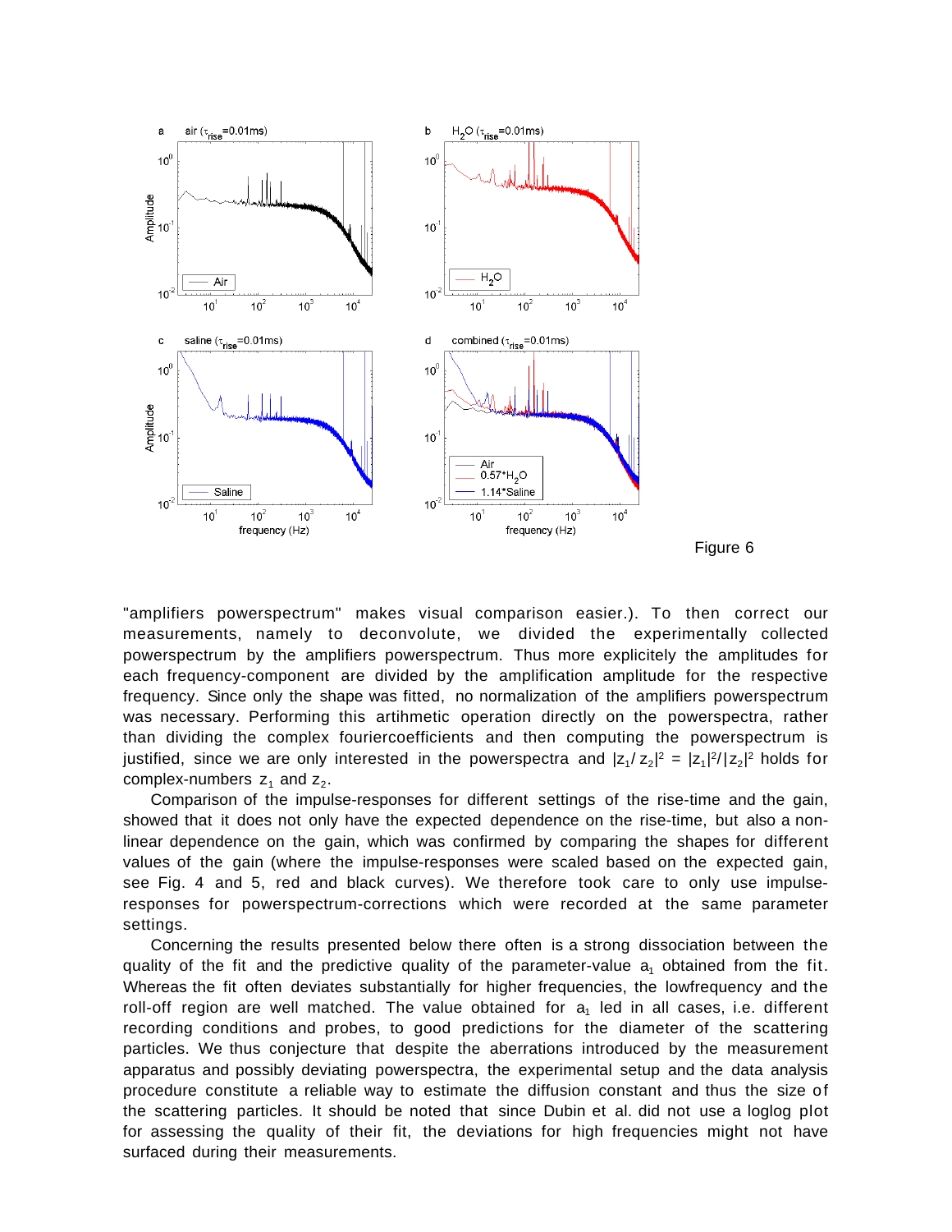Figure 6

"amplifiers powerspectrum" makes visual comparison easier.). To then correct our measurements, namely to deconvolute, we divided the experimentally collected powerspectrum by the amplifiers powerspectrum. Thus more explicitely the amplitudes for each frequency-component are divided by the amplification amplitude for the respective frequency. Since only the shape was fitted, no normalization of the amplifiers powerspectrum was necessary. Performing this artihmetic operation directly on the powerspectra, rather than dividing the complex fouriercoefficients and then computing the powerspectrum is justified, since we are only interested in the powerspectra and $|z_1/z_2|^2 = |z_1|^2/|z_2|^2$ holds for complex-numbers $z_1$ and $z_2$.

Comparison of the impulse-responses for different settings of the rise-time and the gain, showed that it does not only have the expected dependence on the rise-time, but also a non-linear dependence on the gain, which was confirmed by comparing the shapes for different values of the gain (where the impulse-responses were scaled based on the expected gain, see Fig. 4 and 5, red and black curves). We therefore took care to only use impulse-responses for powerspectrum-corrections which were recorded at the same parameter settings.

Concerning the results presented below there often is a strong dissociation between the quality of the fit and the predictive quality of the parameter-value $a_1$ obtained from the fit. Whereas the fit often deviates substantially for higher frequencies, the lowfrequency and the roll-off region are well matched. The value obtained for $a_1$ led in all cases, i.e. different recording conditions and probes, to good predictions for the diameter of the scattering particles. We thus conjecture that despite the aberrations introduced by the measurement apparatus and possibly deviating powerspectra, the experimental setup and the data analysis procedure constitute a reliable way to estimate the diffusion constant and thus the size of the scattering particles. It should be noted that since Dubin et al. did not use a loglog plot for assessing the quality of their fit, the deviations for high frequencies might not have surfaced during their measurements.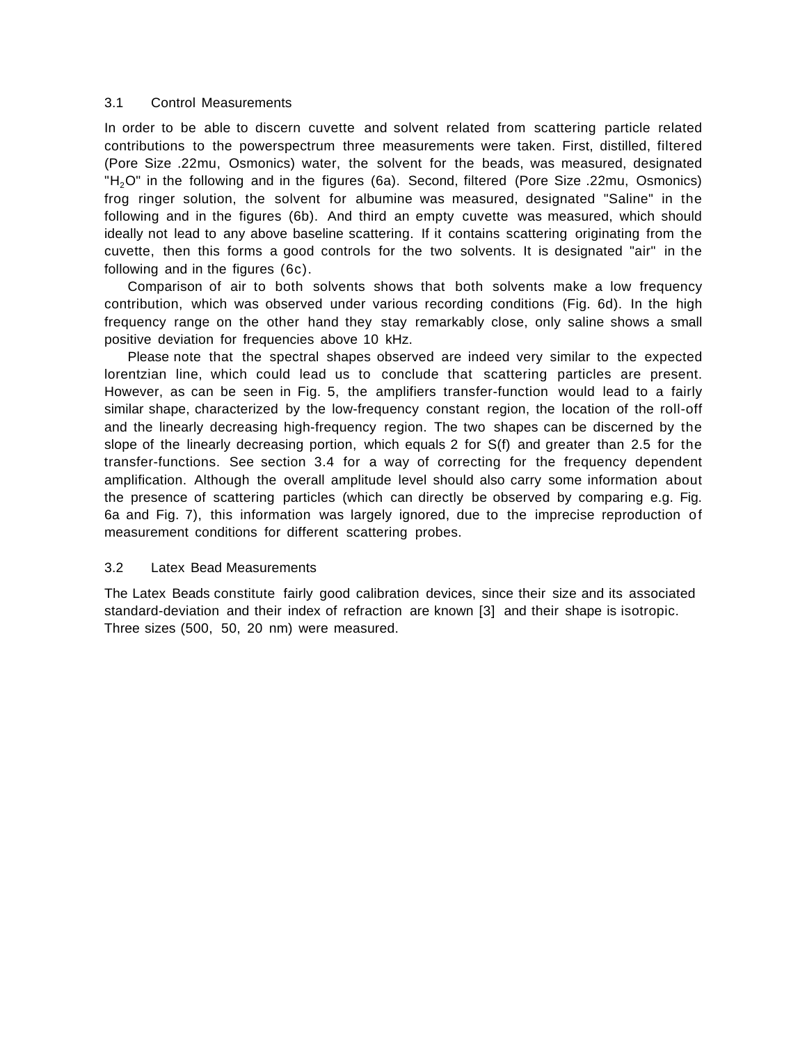### 3.1 Control Measurements

In order to be able to discern cuvette and solvent related from scattering particle related contributions to the powerspectrum three measurements were taken. First, distilled, filtered (Pore Size .22mu, Osmonics) water, the solvent for the beads, was measured, designated "$H_2O$" in the following and in the figures (6a). Second, filtered (Pore Size .22mu, Osmonics) frog ringer solution, the solvent for albumine was measured, designated "Saline" in the following and in the figures (6b). And third an empty cuvette was measured, which should ideally not lead to any above baseline scattering. If it contains scattering originating from the cuvette, then this forms a good controls for the two solvents. It is designated "air" in the following and in the figures (6c).

Comparison of air to both solvents shows that both solvents make a low frequency contribution, which was observed under various recording conditions (Fig. 6d). In the high frequency range on the other hand they stay remarkably close, only saline shows a small positive deviation for frequencies above 10 kHz.

Please note that the spectral shapes observed are indeed very similar to the expected lorentzian line, which could lead us to conclude that scattering particles are present. However, as can be seen in Fig. 5, the amplifiers transfer-function would lead to a fairly similar shape, characterized by the low-frequency constant region, the location of the roll-off and the linearly decreasing high-frequency region. The two shapes can be discerned by the slope of the linearly decreasing portion, which equals 2 for S(f) and greater than 2.5 for the transfer-functions. See section 3.4 for a way of correcting for the frequency dependent amplification. Although the overall amplitude level should also carry some information about the presence of scattering particles (which can directly be observed by comparing e.g. Fig. 6a and Fig. 7), this information was largely ignored, due to the imprecise reproduction of measurement conditions for different scattering probes.

### 3.2 Latex Bead Measurements

The Latex Beads constitute fairly good calibration devices, since their size and its associated standard-deviation and their index of refraction are known [3] and their shape is isotropic. Three sizes (500, 50, 20 nm) were measured.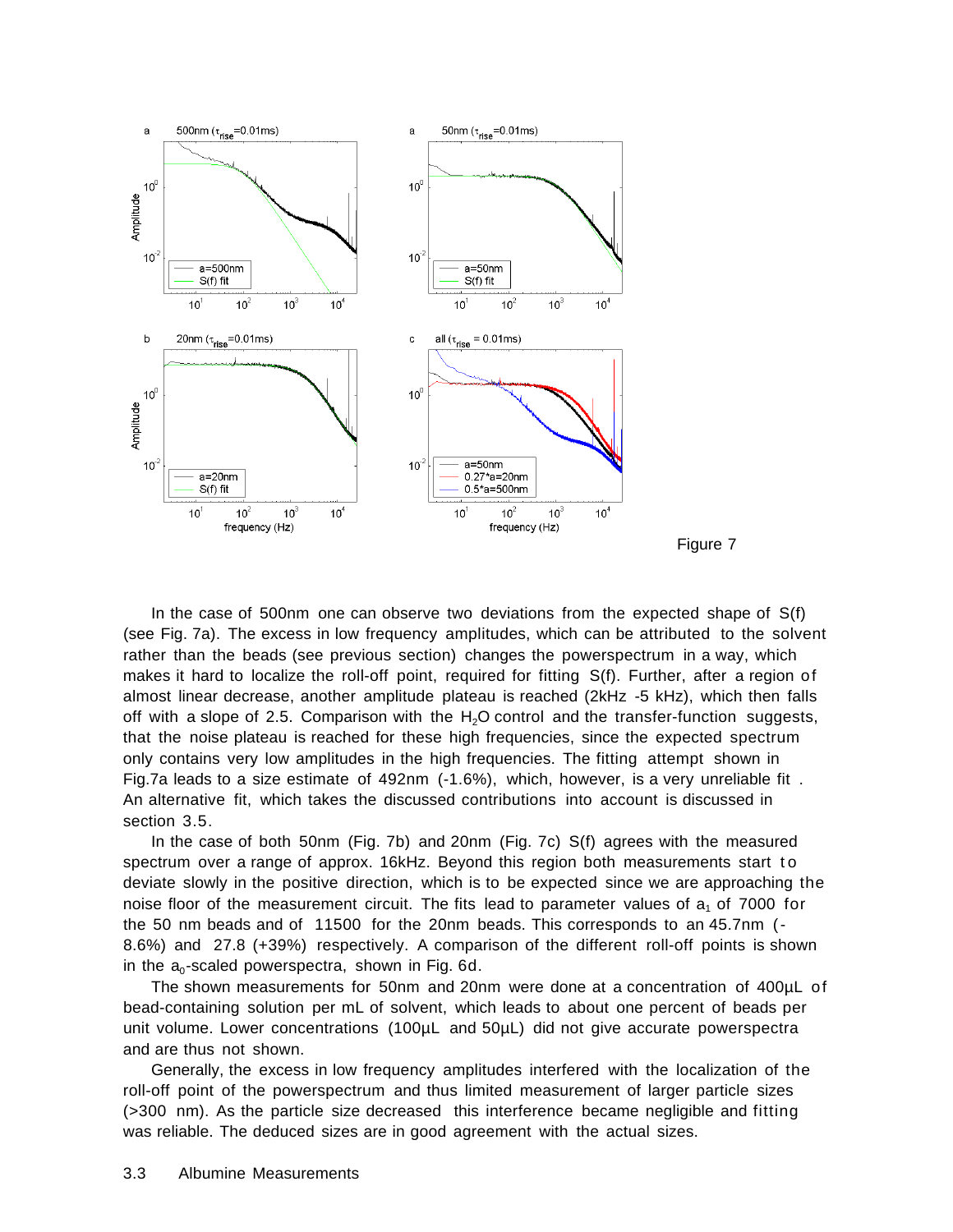Figure 7

In the case of 500nm one can observe two deviations from the expected shape of S(f) (see Fig. 7a). The excess in low frequency amplitudes, which can be attributed to the solvent rather than the beads (see previous section) changes the powerspectrum in a way, which makes it hard to localize the roll-off point, required for fitting S(f). Further, after a region of almost linear decrease, another amplitude plateau is reached (2kHz -5 kHz), which then falls off with a slope of 2.5. Comparison with the $H_2O$ control and the transfer-function suggests, that the noise plateau is reached for these high frequencies, since the expected spectrum only contains very low amplitudes in the high frequencies. The fitting attempt shown in Fig.7a leads to a size estimate of 492nm (-1.6%), which, however, is a very unreliable fit . An alternative fit, which takes the discussed contributions into account is discussed in section 3.5.

In the case of both 50nm (Fig. 7b) and 20nm (Fig. 7c) S(f) agrees with the measured spectrum over a range of approx. 16kHz. Beyond this region both measurements start to deviate slowly in the positive direction, which is to be expected since we are approaching the noise floor of the measurement circuit. The fits lead to parameter values of $a_1$ of 7000 for the 50 nm beads and of 11500 for the 20nm beads. This corresponds to an 45.7nm (-8.6%) and 27.8 (+39%) respectively. A comparison of the different roll-off points is shown in the $a_0$-scaled powerspectra, shown in Fig. 6d.

The shown measurements for 50nm and 20nm were done at a concentration of 400µL of bead-containing solution per mL of solvent, which leads to about one percent of beads per unit volume. Lower concentrations (100µL and 50µL) did not give accurate powerspectra and are thus not shown.

Generally, the excess in low frequency amplitudes interfered with the localization of the roll-off point of the powerspectrum and thus limited measurement of larger particle sizes (>300 nm). As the particle size decreased this interference became negligible and fitting was reliable. The deduced sizes are in good agreement with the actual sizes.

## 3.3 Albumine Measurements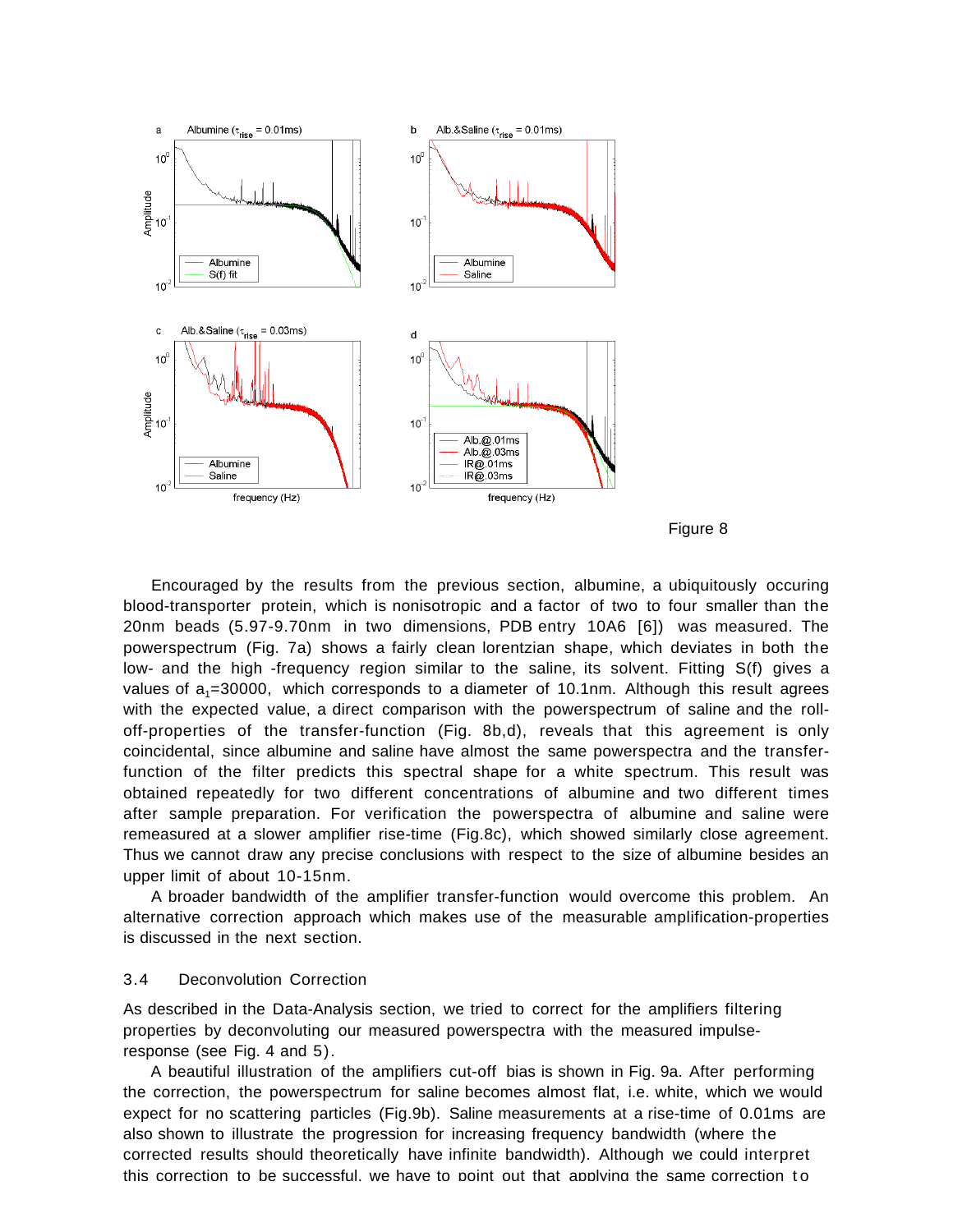Figure 8

Encouraged by the results from the previous section, albumine, a ubiquitously occuring blood-transporter protein, which is nonisotropic and a factor of two to four smaller than the 20nm beads (5.97-9.70nm in two dimensions, PDB entry 10A6 [6]) was measured. The powerspectrum (Fig. 7a) shows a fairly clean lorentzian shape, which deviates in both the low- and the high -frequency region similar to the saline, its solvent. Fitting S(f) gives a values of $a_1$=30000, which corresponds to a diameter of 10.1nm. Although this result agrees with the expected value, a direct comparison with the powerspectrum of saline and the roll-off-properties of the transfer-function (Fig. 8b,d), reveals that this agreement is only coincidental, since albumine and saline have almost the same powerspectra and the transfer-function of the filter predicts this spectral shape for a white spectrum. This result was obtained repeatedly for two different concentrations of albumine and two different times after sample preparation. For verification the powerspectra of albumine and saline were remeasured at a slower amplifier rise-time (Fig.8c), which showed similarly close agreement. Thus we cannot draw any precise conclusions with respect to the size of albumine besides an upper limit of about 10-15nm.

A broader bandwidth of the amplifier transfer-function would overcome this problem. An alternative correction approach which makes use of the measurable amplification-properties is discussed in the next section.

### 3.4 Deconvolution Correction

As described in the Data-Analysis section, we tried to correct for the amplifiers filtering properties by deconvoluting our measured powerspectra with the measured impulse-response (see Fig. 4 and 5).

A beautiful illustration of the amplifiers cut-off bias is shown in Fig. 9a. After performing the correction, the powerspectrum for saline becomes almost flat, i.e. white, which we would expect for no scattering particles (Fig.9b). Saline measurements at a rise-time of 0.01ms are also shown to illustrate the progression for increasing frequency bandwidth (where the corrected results should theoretically have infinite bandwidth). Although we could interpret this correction to be successful, we have to point out that applying the same correction to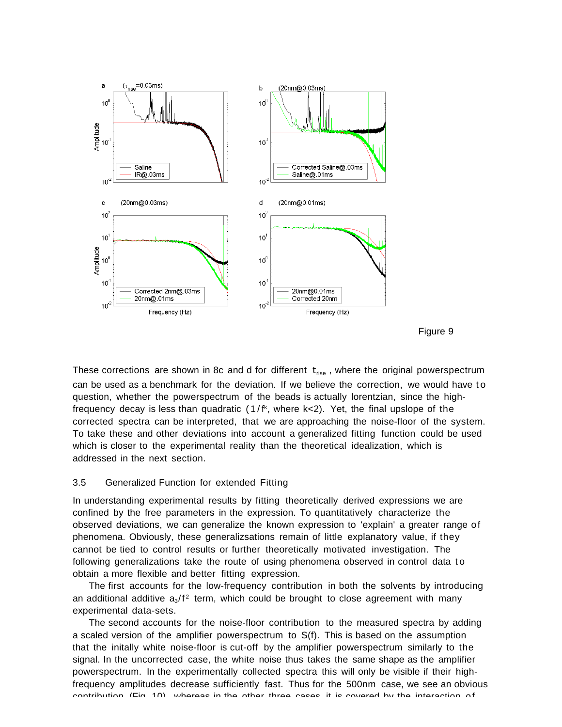Figure 9

These corrections are shown in 8c and d for different $t_{rise}$ , where the original powerspectrum can be used as a benchmark for the deviation. If we believe the correction, we would have to question, whether the powerspectrum of the beads is actually lorentzian, since the high-frequency decay is less than quadratic ($1/f^k$, where k<2). Yet, the final upslope of the corrected spectra can be interpreted, that we are approaching the noise-floor of the system. To take these and other deviations into account a generalized fitting function could be used which is closer to the experimental reality than the theoretical idealization, which is addressed in the next section.

### 3.5 Generalized Function for extended Fitting

In understanding experimental results by fitting theoretically derived expressions we are confined by the free parameters in the expression. To quantitatively characterize the observed deviations, we can generalize the known expression to 'explain' a greater range of phenomena. Obviously, these generalizsations remain of little explanatory value, if they cannot be tied to control results or further theoretically motivated investigation. The following generalizations take the route of using phenomena observed in control data to obtain a more flexible and better fitting expression.

The first accounts for the low-frequency contribution in both the solvents by introducing an additional additive $a_3/f^2$ term, which could be brought to close agreement with many experimental data-sets.

The second accounts for the noise-floor contribution to the measured spectra by adding a scaled version of the amplifier powerspectrum to S(f). This is based on the assumption that the initally white noise-floor is cut-off by the amplifier powerspectrum similarly to the signal. In the uncorrected case, the white noise thus takes the same shape as the amplifier powerspectrum. In the experimentally collected spectra this will only be visible if their high-frequency amplitudes decrease sufficiently fast. Thus for the 500nm case, we see an obvious contribution (Fig. 10), whereas in the other three cases it is covered by the interaction of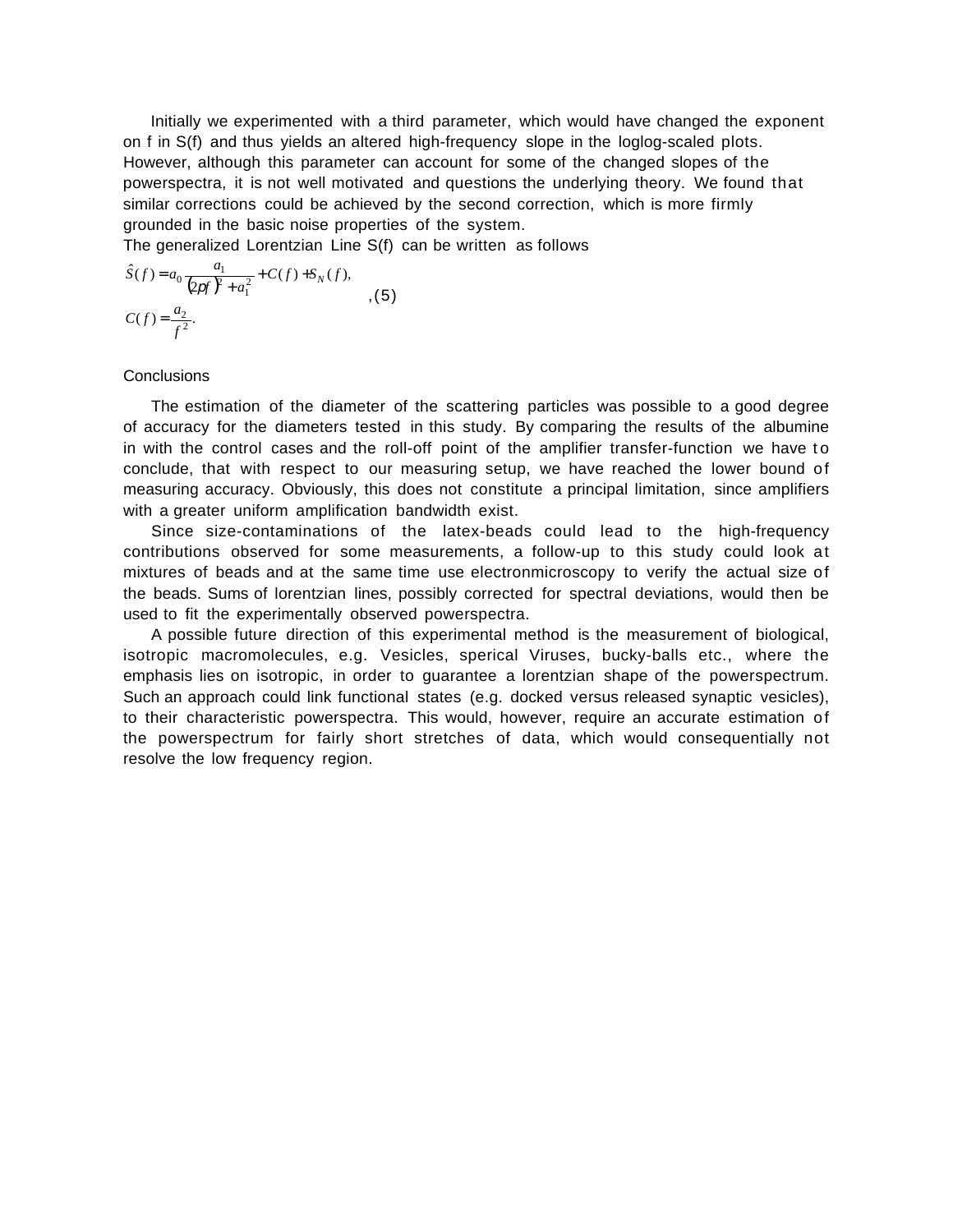Initially we experimented with a third parameter, which would have changed the exponent on f in S(f) and thus yields an altered high-frequency slope in the loglog-scaled plots. However, although this parameter can account for some of the changed slopes of the powerspectra, it is not well motivated and questions the underlying theory. We found that similar corrections could be achieved by the second correction, which is more firmly grounded in the basic noise properties of the system.

The generalized Lorentzian Line S(f) can be written as follows

$$\hat{S}(f) = a_0 \frac{a_1}{(2\pi f)^2 + a_1^2} + C(f) + S_N(f),$$
$$C(f) = \frac{a_2}{f^2}. \quad ,(5)$$

Conclusions

The estimation of the diameter of the scattering particles was possible to a good degree of accuracy for the diameters tested in this study. By comparing the results of the albumine in with the control cases and the roll-off point of the amplifier transfer-function we have to conclude, that with respect to our measuring setup, we have reached the lower bound of measuring accuracy. Obviously, this does not constitute a principal limitation, since amplifiers with a greater uniform amplification bandwidth exist.

Since size-contaminations of the latex-beads could lead to the high-frequency contributions observed for some measurements, a follow-up to this study could look at mixtures of beads and at the same time use electronmicroscopy to verify the actual size of the beads. Sums of lorentzian lines, possibly corrected for spectral deviations, would then be used to fit the experimentally observed powerspectra.

A possible future direction of this experimental method is the measurement of biological, isotropic macromolecules, e.g. Vesicles, sperical Viruses, bucky-balls etc., where the emphasis lies on isotropic, in order to guarantee a lorentzian shape of the powerspectrum. Such an approach could link functional states (e.g. docked versus released synaptic vesicles), to their characteristic powerspectra. This would, however, require an accurate estimation of the powerspectrum for fairly short stretches of data, which would consequentially not resolve the low frequency region.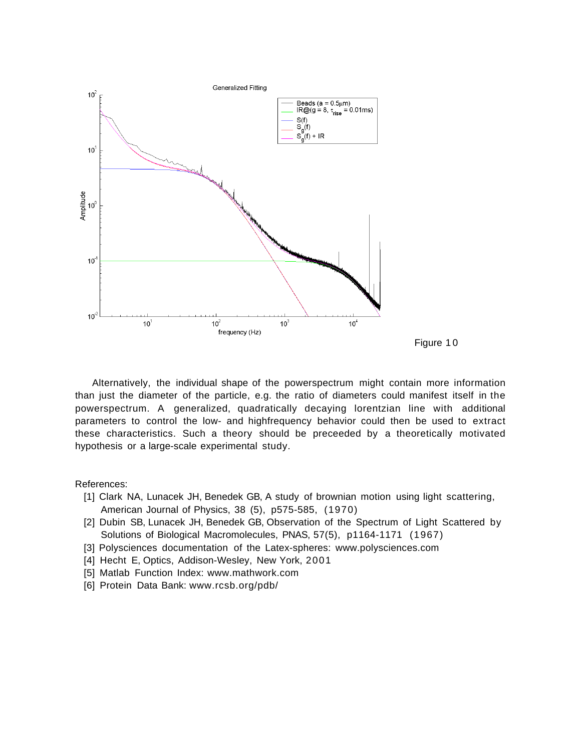Figure 10

Alternatively, the individual shape of the powerspectrum might contain more information than just the diameter of the particle, e.g. the ratio of diameters could manifest itself in the powerspectrum. A generalized, quadratically decaying lorentzian line with additional parameters to control the low- and highfrequency behavior could then be used to extract these characteristics. Such a theory should be preceeded by a theoretically motivated hypothesis or a large-scale experimental study.

References:

- [1] Clark NA, Lunacek JH, Benedek GB, A study of brownian motion using light scattering, American Journal of Physics, 38 (5), p575-585, (1970)
- [2] Dubin SB, Lunacek JH, Benedek GB, Observation of the Spectrum of Light Scattered by Solutions of Biological Macromolecules, PNAS, 57(5), p1164-1171 (1967)
- [3] Polysciences documentation of the Latex-spheres: www.polysciences.com
- [4] Hecht E, Optics, Addison-Wesley, New York, 2001
- [5] Matlab Function Index: www.mathwork.com
- [6] Protein Data Bank: www.rcsb.org/pdb/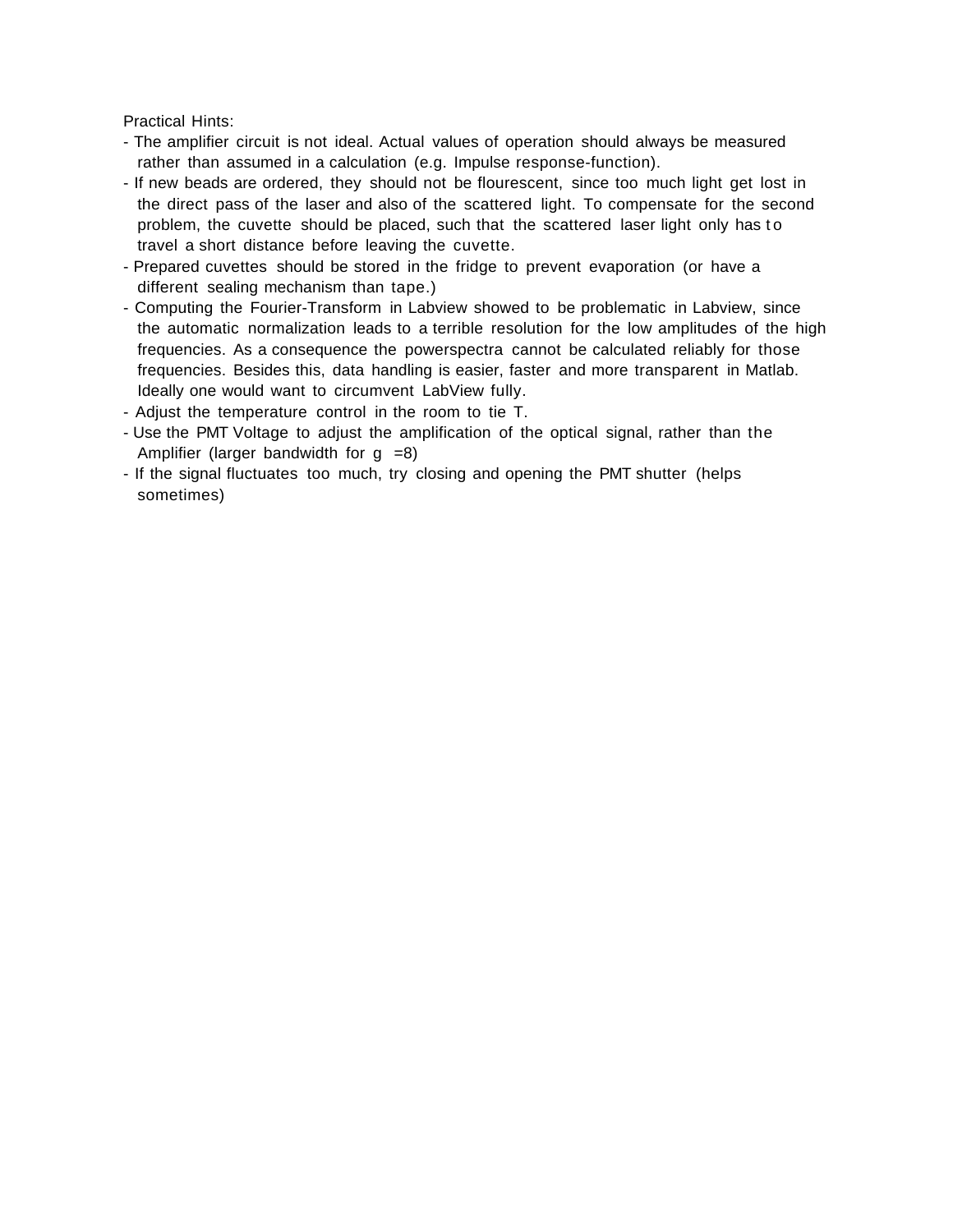Practical Hints:

- The amplifier circuit is not ideal. Actual values of operation should always be measured rather than assumed in a calculation (e.g. Impulse response-function).
- If new beads are ordered, they should not be flourescent, since too much light get lost in the direct pass of the laser and also of the scattered light. To compensate for the second problem, the cuvette should be placed, such that the scattered laser light only has to travel a short distance before leaving the cuvette.
- Prepared cuvettes should be stored in the fridge to prevent evaporation (or have a different sealing mechanism than tape.)
- Computing the Fourier-Transform in Labview showed to be problematic in Labview, since the automatic normalization leads to a terrible resolution for the low amplitudes of the high frequencies. As a consequence the powerspectra cannot be calculated reliably for those frequencies. Besides this, data handling is easier, faster and more transparent in Matlab. Ideally one would want to circumvent LabView fully.
- Adjust the temperature control in the room to tie T.
- Use the PMT Voltage to adjust the amplification of the optical signal, rather than the Amplifier (larger bandwidth for g =8)
- If the signal fluctuates too much, try closing and opening the PMT shutter (helps sometimes)